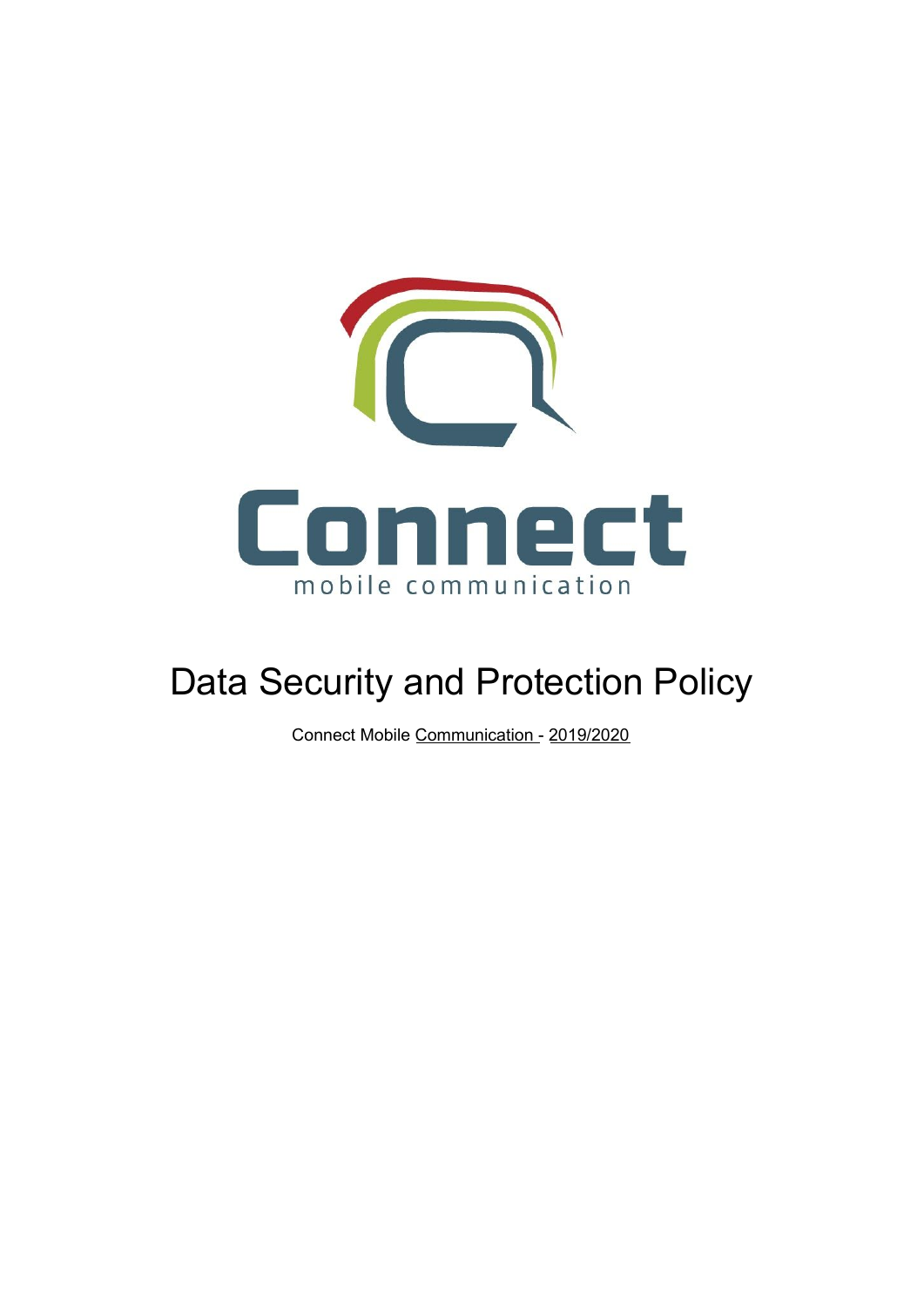Connect

mobile communication

# Data Security and Protection Policy

Connect Mobile Communication - 2019/2020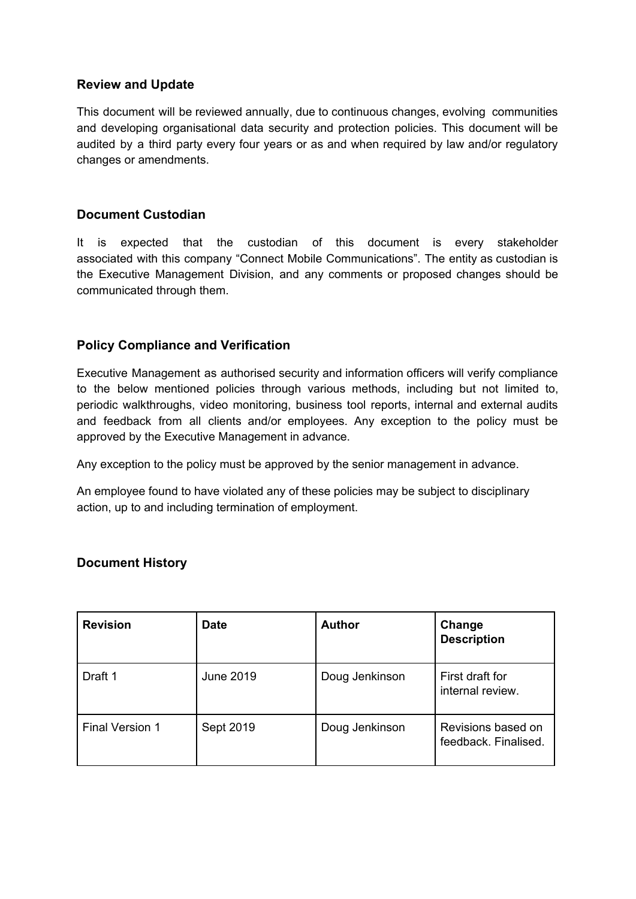## Review and Update

This document will be reviewed annually, due to continuous changes, evolving communities and developing organisational data security and protection policies. This document will be audited by a third party every four years or as and when required by law and/or regulatory changes or amendments.

## Document Custodian

It is expected that the custodian of this document is every stakeholder associated with this company "Connect Mobile Communications". The entity as custodian is the Executive Management Division, and any comments or proposed changes should be communicated through them.

## Policy Compliance and Verification

Executive Management as authorised security and information officers will verify compliance to the below mentioned policies through various methods, including but not limited to, periodic walkthroughs, video monitoring, business tool reports, internal and external audits and feedback from all clients and/or employees. Any exception to the policy must be approved by the Executive Management in advance.

Any exception to the policy must be approved by the senior management in advance.

An employee found to have violated any of these policies may be subject to disciplinary action, up to and including termination of employment.

## Document History

| Revision | Date | Author | Change Description |
|---|---|---|---|
| Draft 1 | June 2019 | Doug Jenkinson | First draft for internal review. |
| Final Version 1 | Sept 2019 | Doug Jenkinson | Revisions based on feedback. Finalised. |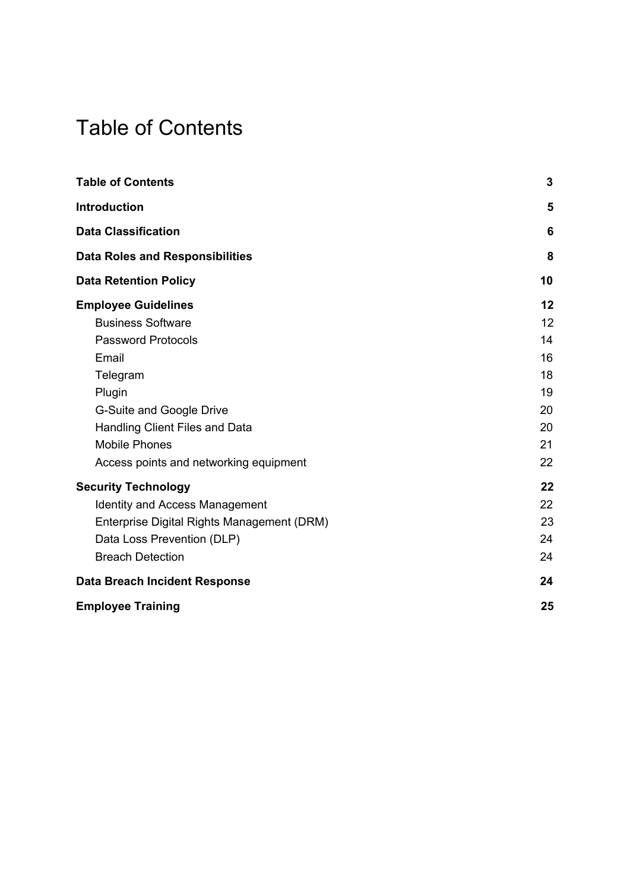# Table of Contents

| | |
|---|---|
| **Table of Contents** | **3** |
| **Introduction** | **5** |
| **Data Classification** | **6** |
| **Data Roles and Responsibilities** | **8** |
| **Data Retention Policy** | **10** |
| **Employee Guidelines** | **12** |
| Business Software | 12 |
| Password Protocols | 14 |
| Email | 16 |
| Telegram | 18 |
| Plugin | 19 |
| G-Suite and Google Drive | 20 |
| Handling Client Files and Data | 20 |
| Mobile Phones | 21 |
| Access points and networking equipment | 22 |
| **Security Technology** | **22** |
| Identity and Access Management | 22 |
| Enterprise Digital Rights Management (DRM) | 23 |
| Data Loss Prevention (DLP) | 24 |
| Breach Detection | 24 |
| **Data Breach Incident Response** | **24** |
| **Employee Training** | **25** |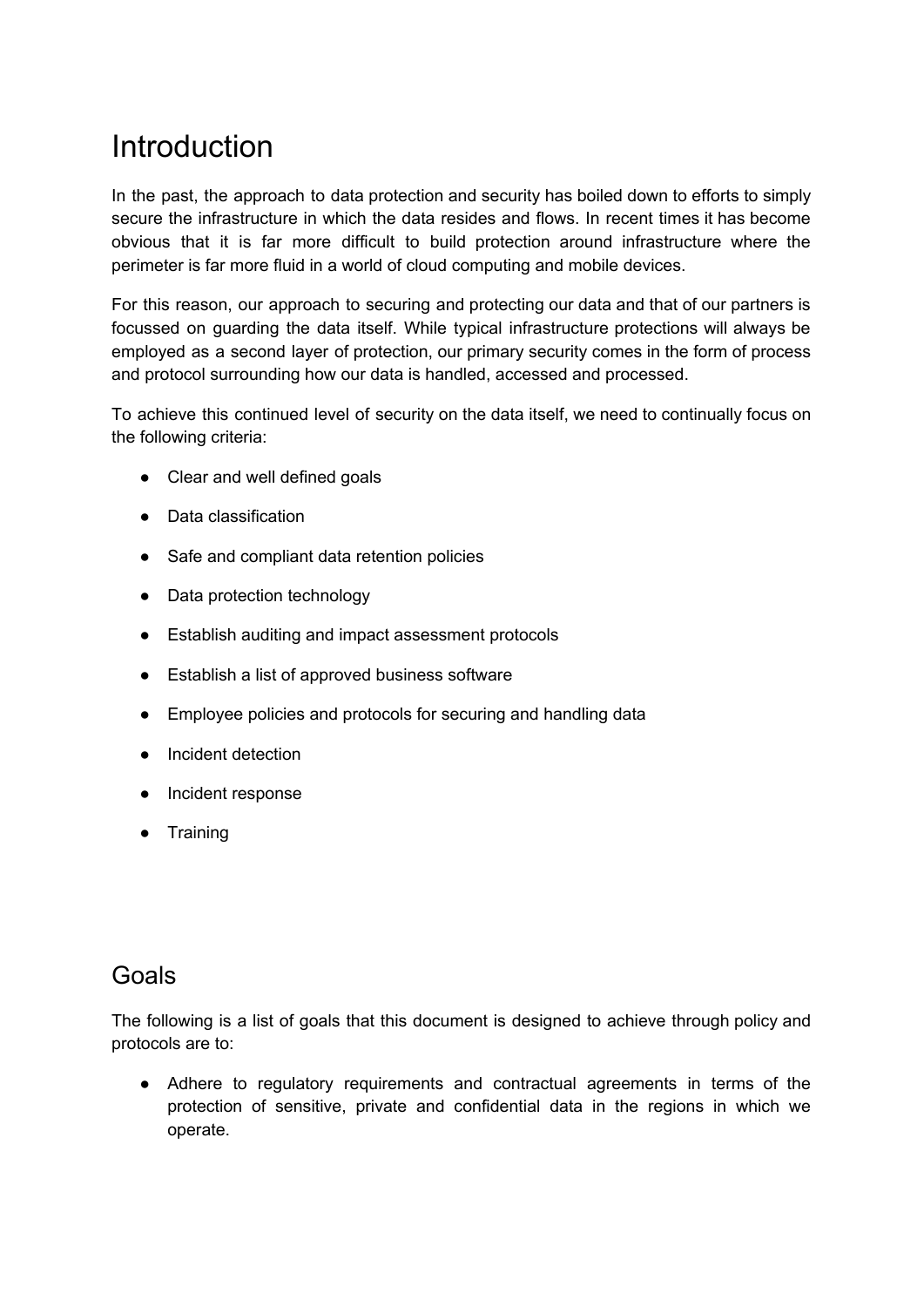# Introduction

In the past, the approach to data protection and security has boiled down to efforts to simply secure the infrastructure in which the data resides and flows. In recent times it has become obvious that it is far more difficult to build protection around infrastructure where the perimeter is far more fluid in a world of cloud computing and mobile devices.

For this reason, our approach to securing and protecting our data and that of our partners is focussed on guarding the data itself. While typical infrastructure protections will always be employed as a second layer of protection, our primary security comes in the form of process and protocol surrounding how our data is handled, accessed and processed.

To achieve this continued level of security on the data itself, we need to continually focus on the following criteria:

- Clear and well defined goals
- Data classification
- Safe and compliant data retention policies
- Data protection technology
- Establish auditing and impact assessment protocols
- Establish a list of approved business software
- Employee policies and protocols for securing and handling data
- Incident detection
- Incident response
- Training

# Goals

The following is a list of goals that this document is designed to achieve through policy and protocols are to:

- Adhere to regulatory requirements and contractual agreements in terms of the protection of sensitive, private and confidential data in the regions in which we operate.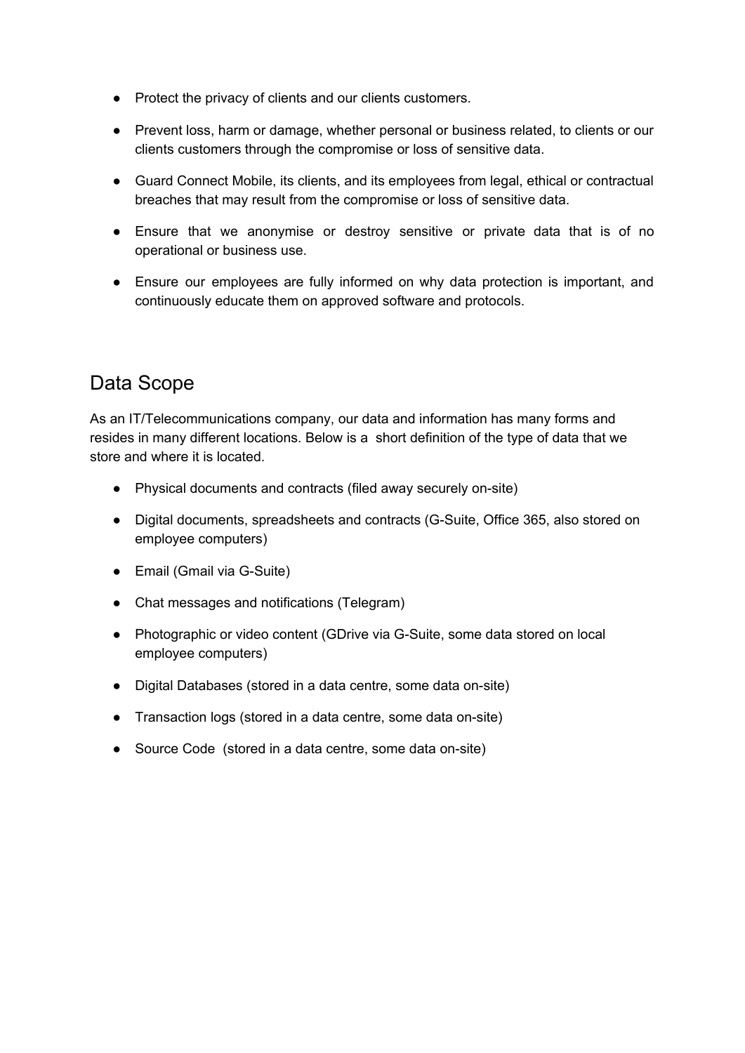- Protect the privacy of clients and our clients customers.
- Prevent loss, harm or damage, whether personal or business related, to clients or our clients customers through the compromise or loss of sensitive data.
- Guard Connect Mobile, its clients, and its employees from legal, ethical or contractual breaches that may result from the compromise or loss of sensitive data.
- Ensure that we anonymise or destroy sensitive or private data that is of no operational or business use.
- Ensure our employees are fully informed on why data protection is important, and continuously educate them on approved software and protocols.

## Data Scope

As an IT/Telecommunications company, our data and information has many forms and resides in many different locations. Below is a short definition of the type of data that we store and where it is located.

- Physical documents and contracts (filed away securely on-site)
- Digital documents, spreadsheets and contracts (G-Suite, Office 365, also stored on employee computers)
- Email (Gmail via G-Suite)
- Chat messages and notifications (Telegram)
- Photographic or video content (GDrive via G-Suite, some data stored on local employee computers)
- Digital Databases (stored in a data centre, some data on-site)
- Transaction logs (stored in a data centre, some data on-site)
- Source Code (stored in a data centre, some data on-site)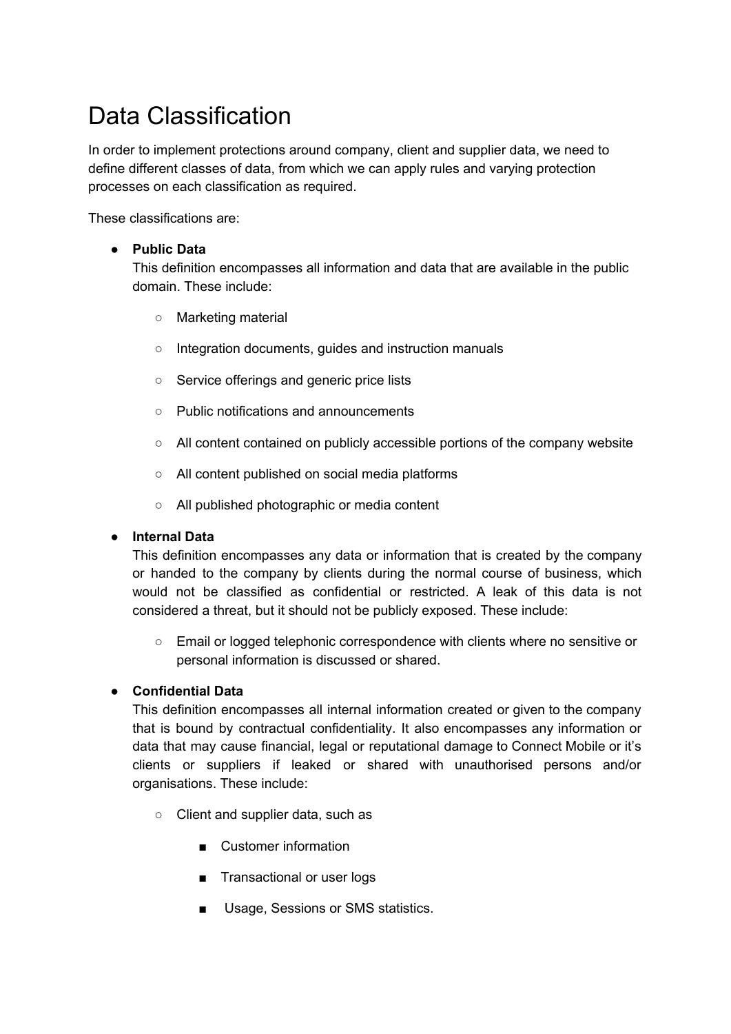# Data Classification

In order to implement protections around company, client and supplier data, we need to define different classes of data, from which we can apply rules and varying protection processes on each classification as required.

These classifications are:

- **Public Data**
  This definition encompasses all information and data that are available in the public domain. These include:
  - Marketing material
  - Integration documents, guides and instruction manuals
  - Service offerings and generic price lists
  - Public notifications and announcements
  - All content contained on publicly accessible portions of the company website
  - All content published on social media platforms
  - All published photographic or media content
- **Internal Data**
  This definition encompasses any data or information that is created by the company or handed to the company by clients during the normal course of business, which would not be classified as confidential or restricted. A leak of this data is not considered a threat, but it should not be publicly exposed. These include:
  - Email or logged telephonic correspondence with clients where no sensitive or personal information is discussed or shared.
- **Confidential Data**
  This definition encompasses all internal information created or given to the company that is bound by contractual confidentiality. It also encompasses any information or data that may cause financial, legal or reputational damage to Connect Mobile or it's clients or suppliers if leaked or shared with unauthorised persons and/or organisations. These include:
  - Client and supplier data, such as
    - Customer information
    - Transactional or user logs
    - Usage, Sessions or SMS statistics.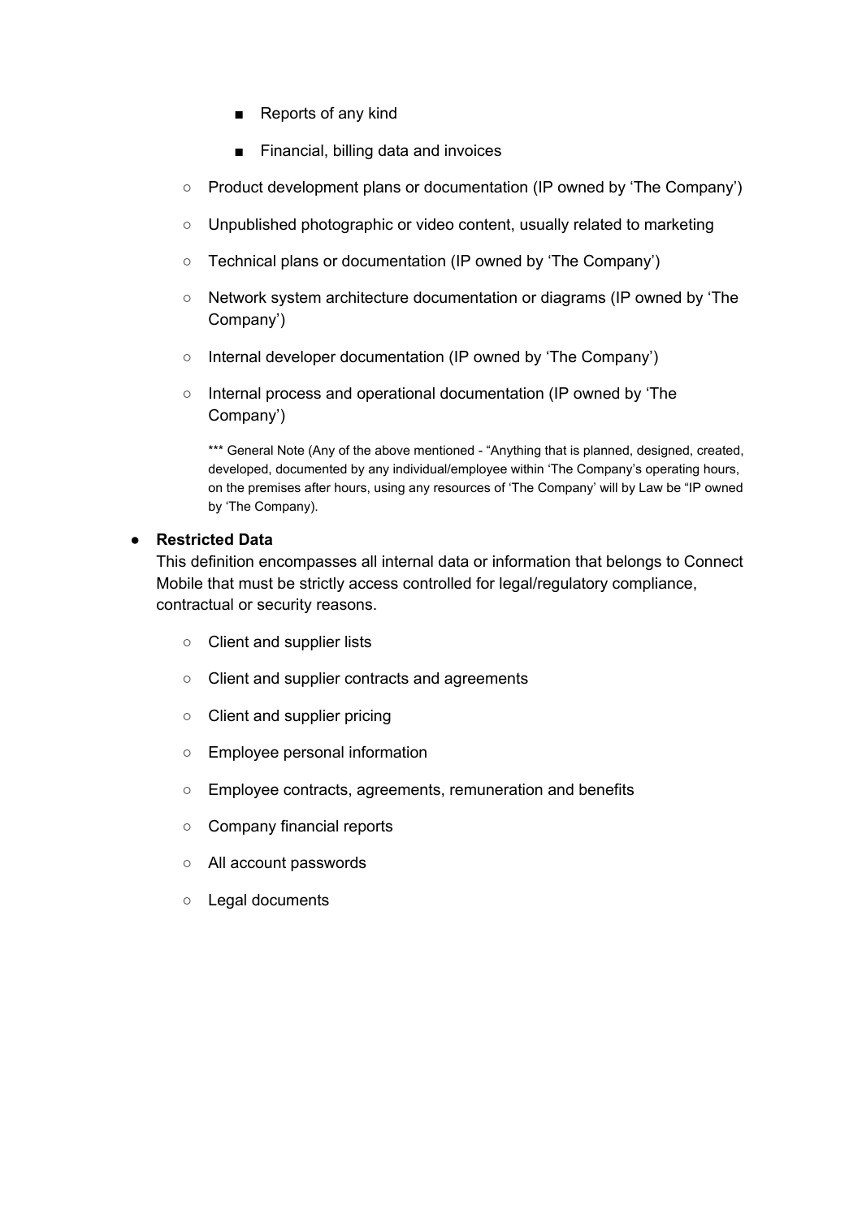- Reports of any kind
    - Financial, billing data and invoices
  - Product development plans or documentation (IP owned by 'The Company')
  - Unpublished photographic or video content, usually related to marketing
  - Technical plans or documentation (IP owned by 'The Company')
  - Network system architecture documentation or diagrams (IP owned by 'The Company')
  - Internal developer documentation (IP owned by 'The Company')
  - Internal process and operational documentation (IP owned by 'The Company')

    *** General Note (Any of the above mentioned - "Anything that is planned, designed, created, developed, documented by any individual/employee within 'The Company's operating hours, on the premises after hours, using any resources of 'The Company' will by Law be "IP owned by 'The Company).

- **Restricted Data**
  This definition encompasses all internal data or information that belongs to Connect Mobile that must be strictly access controlled for legal/regulatory compliance, contractual or security reasons.
  - Client and supplier lists
  - Client and supplier contracts and agreements
  - Client and supplier pricing
  - Employee personal information
  - Employee contracts, agreements, remuneration and benefits
  - Company financial reports
  - All account passwords
  - Legal documents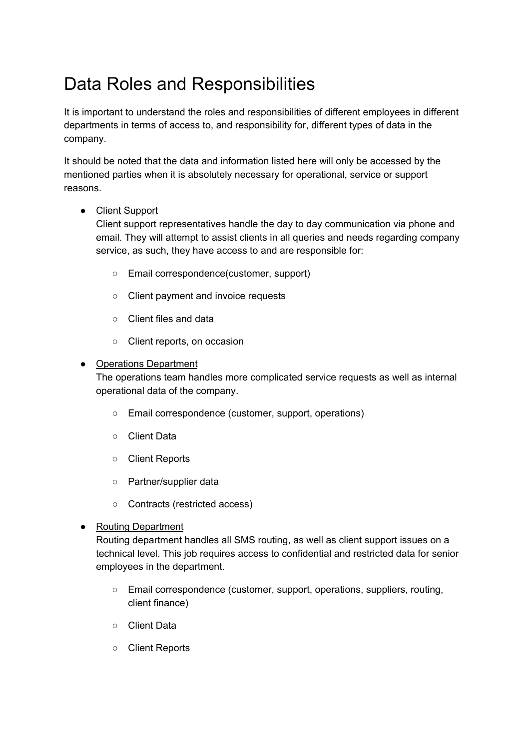# Data Roles and Responsibilities

It is important to understand the roles and responsibilities of different employees in different departments in terms of access to, and responsibility for, different types of data in the company.

It should be noted that the data and information listed here will only be accessed by the mentioned parties when it is absolutely necessary for operational, service or support reasons.

- <u>Client Support</u>
  Client support representatives handle the day to day communication via phone and email. They will attempt to assist clients in all queries and needs regarding company service, as such, they have access to and are responsible for:
  - Email correspondence(customer, support)
  - Client payment and invoice requests
  - Client files and data
  - Client reports, on occasion
- <u>Operations Department</u>
  The operations team handles more complicated service requests as well as internal operational data of the company.
  - Email correspondence (customer, support, operations)
  - Client Data
  - Client Reports
  - Partner/supplier data
  - Contracts (restricted access)
- <u>Routing Department</u>
  Routing department handles all SMS routing, as well as client support issues on a technical level. This job requires access to confidential and restricted data for senior employees in the department.
  - Email correspondence (customer, support, operations, suppliers, routing, client finance)
  - Client Data
  - Client Reports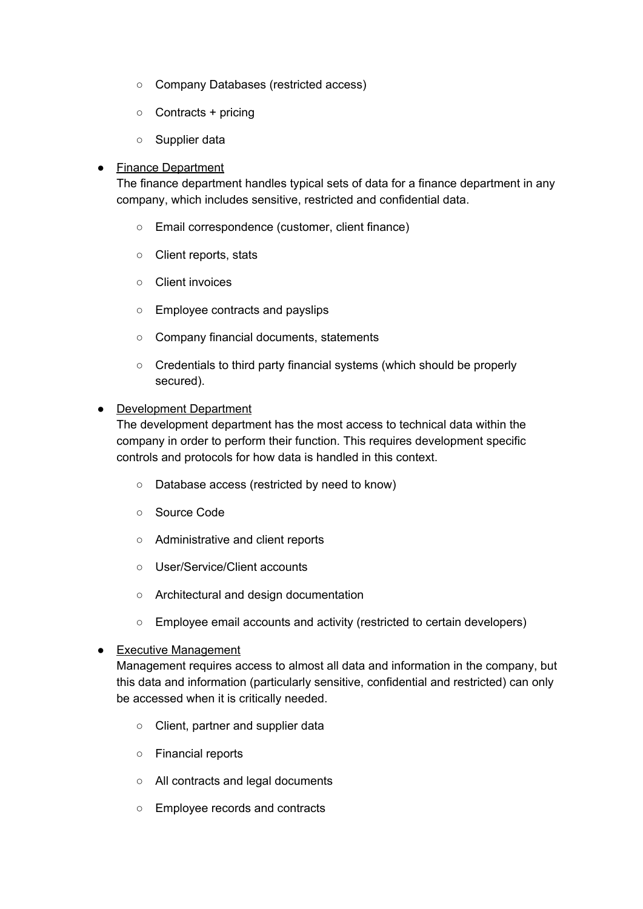- Company Databases (restricted access)
  - Contracts + pricing
  - Supplier data

- Finance Department
  The finance department handles typical sets of data for a finance department in any company, which includes sensitive, restricted and confidential data.
  - Email correspondence (customer, client finance)
  - Client reports, stats
  - Client invoices
  - Employee contracts and payslips
  - Company financial documents, statements
  - Credentials to third party financial systems (which should be properly secured).

- Development Department
  The development department has the most access to technical data within the company in order to perform their function. This requires development specific controls and protocols for how data is handled in this context.
  - Database access (restricted by need to know)
  - Source Code
  - Administrative and client reports
  - User/Service/Client accounts
  - Architectural and design documentation
  - Employee email accounts and activity (restricted to certain developers)

- Executive Management
  Management requires access to almost all data and information in the company, but this data and information (particularly sensitive, confidential and restricted) can only be accessed when it is critically needed.
  - Client, partner and supplier data
  - Financial reports
  - All contracts and legal documents
  - Employee records and contracts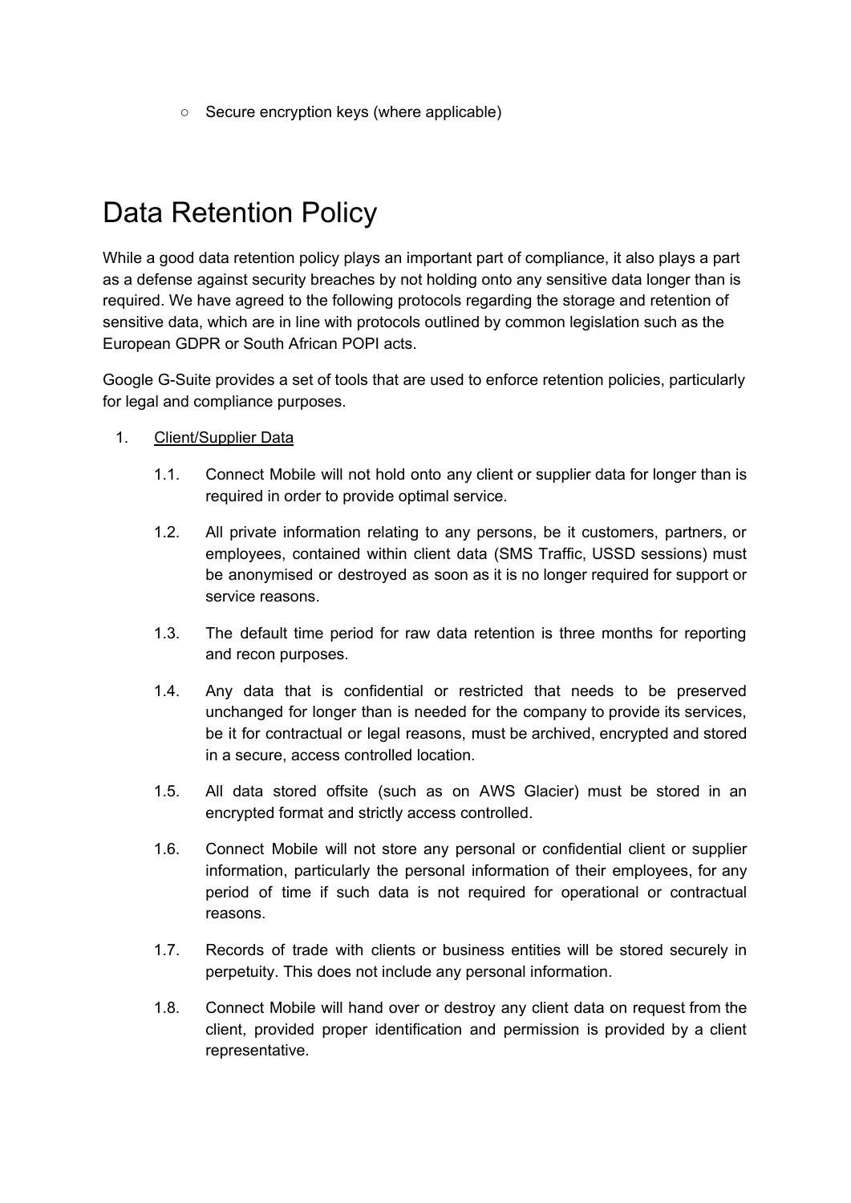- Secure encryption keys (where applicable)

# Data Retention Policy

While a good data retention policy plays an important part of compliance, it also plays a part as a defense against security breaches by not holding onto any sensitive data longer than is required. We have agreed to the following protocols regarding the storage and retention of sensitive data, which are in line with protocols outlined by common legislation such as the European GDPR or South African POPI acts.

Google G-Suite provides a set of tools that are used to enforce retention policies, particularly for legal and compliance purposes.

1. <u>Client/Supplier Data</u>

   1.1. Connect Mobile will not hold onto any client or supplier data for longer than is required in order to provide optimal service.

   1.2. All private information relating to any persons, be it customers, partners, or employees, contained within client data (SMS Traffic, USSD sessions) must be anonymised or destroyed as soon as it is no longer required for support or service reasons.

   1.3. The default time period for raw data retention is three months for reporting and recon purposes.

   1.4. Any data that is confidential or restricted that needs to be preserved unchanged for longer than is needed for the company to provide its services, be it for contractual or legal reasons, must be archived, encrypted and stored in a secure, access controlled location.

   1.5. All data stored offsite (such as on AWS Glacier) must be stored in an encrypted format and strictly access controlled.

   1.6. Connect Mobile will not store any personal or confidential client or supplier information, particularly the personal information of their employees, for any period of time if such data is not required for operational or contractual reasons.

   1.7. Records of trade with clients or business entities will be stored securely in perpetuity. This does not include any personal information.

   1.8. Connect Mobile will hand over or destroy any client data on request from the client, provided proper identification and permission is provided by a client representative.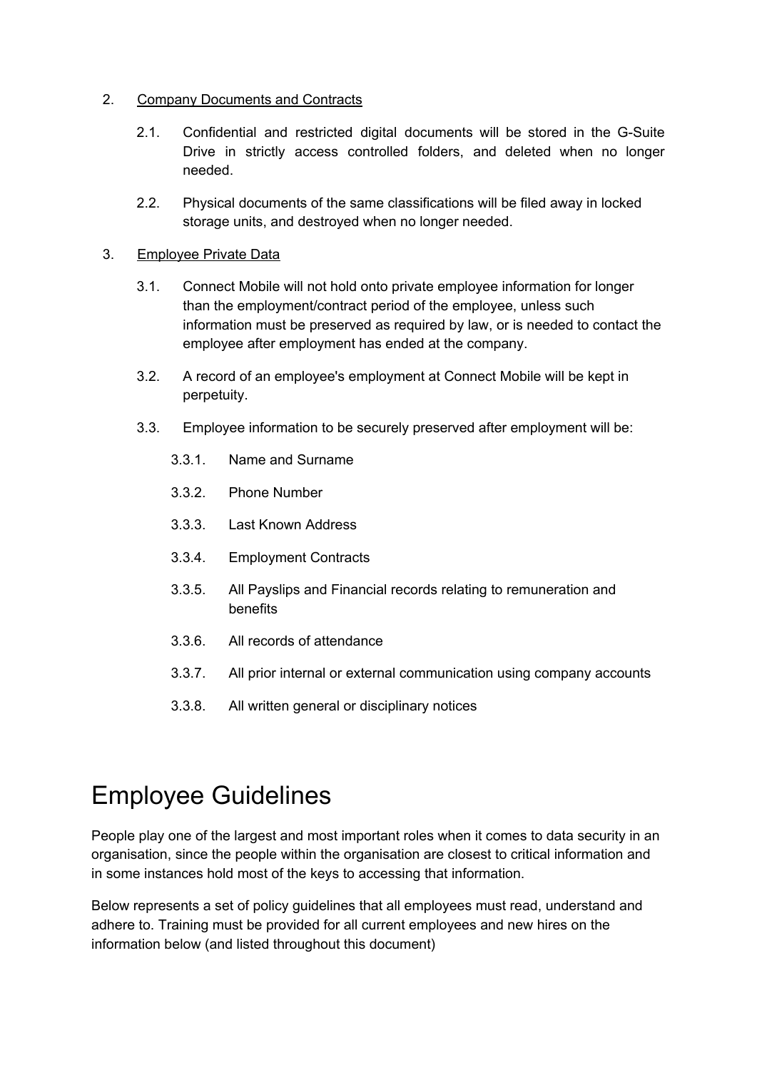2. <u>Company Documents and Contracts</u>

    2.1. Confidential and restricted digital documents will be stored in the G-Suite Drive in strictly access controlled folders, and deleted when no longer needed.

    2.2. Physical documents of the same classifications will be filed away in locked storage units, and destroyed when no longer needed.

3. <u>Employee Private Data</u>

    3.1. Connect Mobile will not hold onto private employee information for longer than the employment/contract period of the employee, unless such information must be preserved as required by law, or is needed to contact the employee after employment has ended at the company.

    3.2. A record of an employee's employment at Connect Mobile will be kept in perpetuity.

    3.3. Employee information to be securely preserved after employment will be:

        3.3.1. Name and Surname

        3.3.2. Phone Number

        3.3.3. Last Known Address

        3.3.4. Employment Contracts

        3.3.5. All Payslips and Financial records relating to remuneration and benefits

        3.3.6. All records of attendance

        3.3.7. All prior internal or external communication using company accounts

        3.3.8. All written general or disciplinary notices

# Employee Guidelines

People play one of the largest and most important roles when it comes to data security in an organisation, since the people within the organisation are closest to critical information and in some instances hold most of the keys to accessing that information.

Below represents a set of policy guidelines that all employees must read, understand and adhere to. Training must be provided for all current employees and new hires on the information below (and listed throughout this document)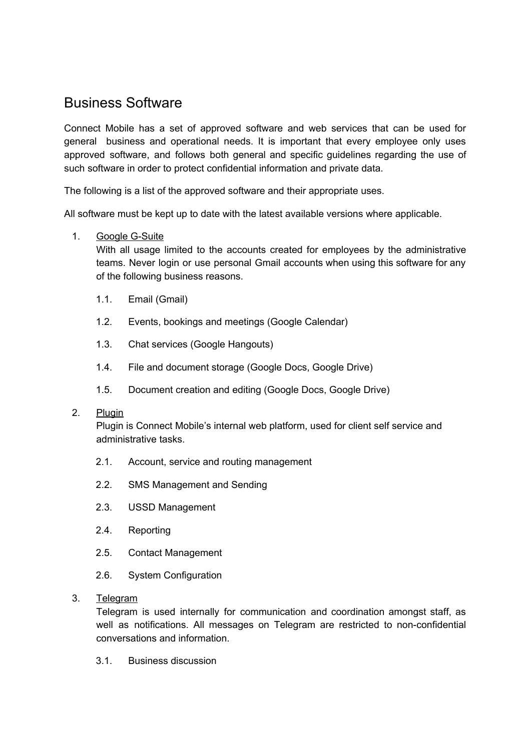# Business Software

Connect Mobile has a set of approved software and web services that can be used for general business and operational needs. It is important that every employee only uses approved software, and follows both general and specific guidelines regarding the use of such software in order to protect confidential information and private data.

The following is a list of the approved software and their appropriate uses.

All software must be kept up to date with the latest available versions where applicable.

1. Google G-Suite
   With all usage limited to the accounts created for employees by the administrative teams. Never login or use personal Gmail accounts when using this software for any of the following business reasons.

   1.1. Email (Gmail)

   1.2. Events, bookings and meetings (Google Calendar)

   1.3. Chat services (Google Hangouts)

   1.4. File and document storage (Google Docs, Google Drive)

   1.5. Document creation and editing (Google Docs, Google Drive)

2. Plugin
   Plugin is Connect Mobile's internal web platform, used for client self service and administrative tasks.

   2.1. Account, service and routing management

   2.2. SMS Management and Sending

   2.3. USSD Management

   2.4. Reporting

   2.5. Contact Management

   2.6. System Configuration

3. Telegram
   Telegram is used internally for communication and coordination amongst staff, as well as notifications. All messages on Telegram are restricted to non-confidential conversations and information.

   3.1. Business discussion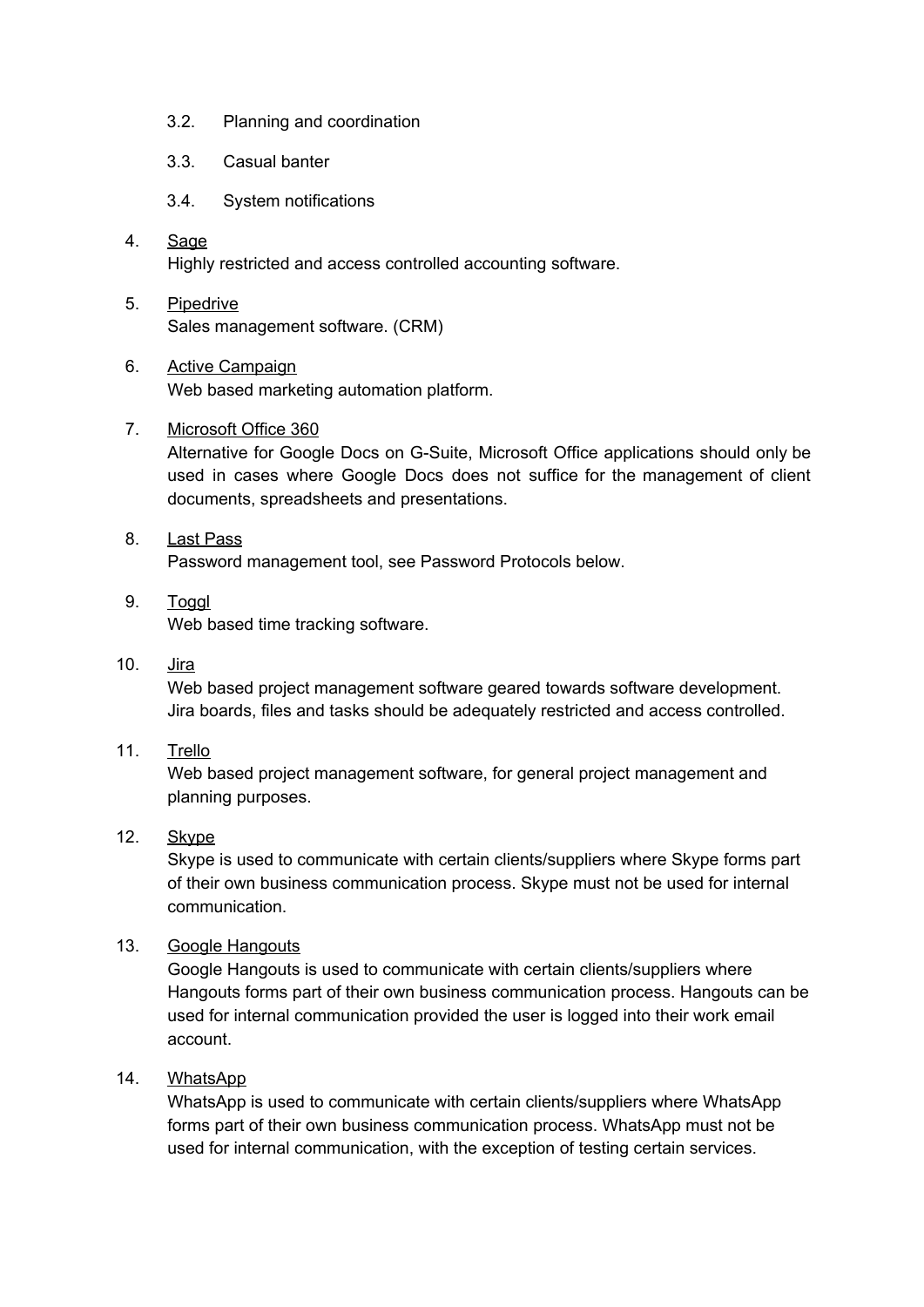3.2. Planning and coordination

3.3. Casual banter

3.4. System notifications

4. <u>Sage</u>
   Highly restricted and access controlled accounting software.

5. <u>Pipedrive</u>
   Sales management software. (CRM)

6. <u>Active Campaign</u>
   Web based marketing automation platform.

7. <u>Microsoft Office 360</u>
   Alternative for Google Docs on G-Suite, Microsoft Office applications should only be used in cases where Google Docs does not suffice for the management of client documents, spreadsheets and presentations.

8. <u>Last Pass</u>
   Password management tool, see Password Protocols below.

9. <u>Toggl</u>
   Web based time tracking software.

10. <u>Jira</u>
    Web based project management software geared towards software development. Jira boards, files and tasks should be adequately restricted and access controlled.

11. <u>Trello</u>
    Web based project management software, for general project management and planning purposes.

12. <u>Skype</u>
    Skype is used to communicate with certain clients/suppliers where Skype forms part of their own business communication process. Skype must not be used for internal communication.

13. <u>Google Hangouts</u>
    Google Hangouts is used to communicate with certain clients/suppliers where Hangouts forms part of their own business communication process. Hangouts can be used for internal communication provided the user is logged into their work email account.

14. <u>WhatsApp</u>
    WhatsApp is used to communicate with certain clients/suppliers where WhatsApp forms part of their own business communication process. WhatsApp must not be used for internal communication, with the exception of testing certain services.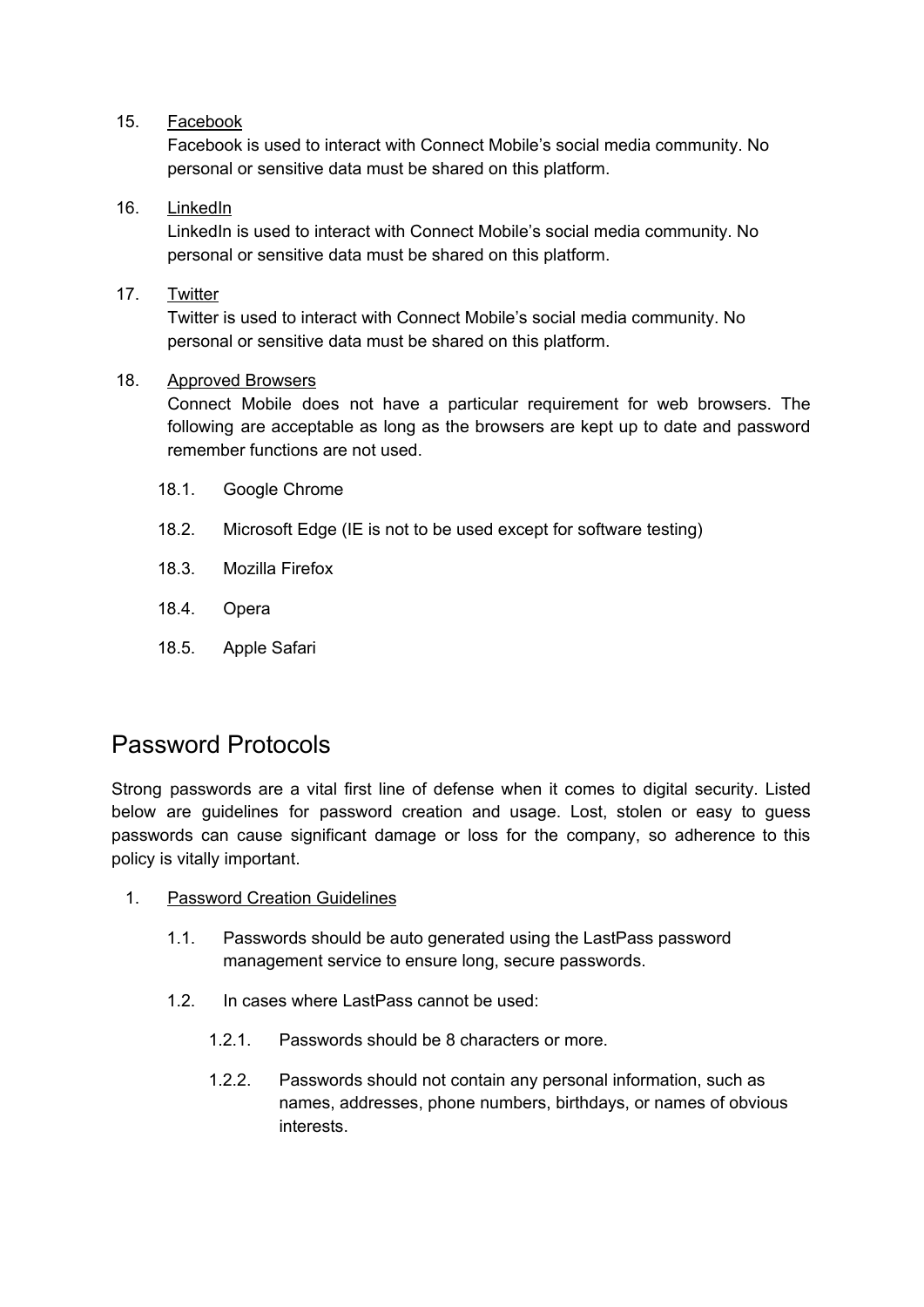15. <u>Facebook</u>

    Facebook is used to interact with Connect Mobile's social media community. No personal or sensitive data must be shared on this platform.

16. <u>LinkedIn</u>

    LinkedIn is used to interact with Connect Mobile's social media community. No personal or sensitive data must be shared on this platform.

17. <u>Twitter</u>

    Twitter is used to interact with Connect Mobile's social media community. No personal or sensitive data must be shared on this platform.

18. <u>Approved Browsers</u>

    Connect Mobile does not have a particular requirement for web browsers. The following are acceptable as long as the browsers are kept up to date and password remember functions are not used.

    18.1. Google Chrome

    18.2. Microsoft Edge (IE is not to be used except for software testing)

    18.3. Mozilla Firefox

    18.4. Opera

    18.5. Apple Safari

## Password Protocols

Strong passwords are a vital first line of defense when it comes to digital security. Listed below are guidelines for password creation and usage. Lost, stolen or easy to guess passwords can cause significant damage or loss for the company, so adherence to this policy is vitally important.

1. <u>Password Creation Guidelines</u>

    1.1. Passwords should be auto generated using the LastPass password management service to ensure long, secure passwords.

    1.2. In cases where LastPass cannot be used:

        1.2.1. Passwords should be 8 characters or more.

        1.2.2. Passwords should not contain any personal information, such as names, addresses, phone numbers, birthdays, or names of obvious interests.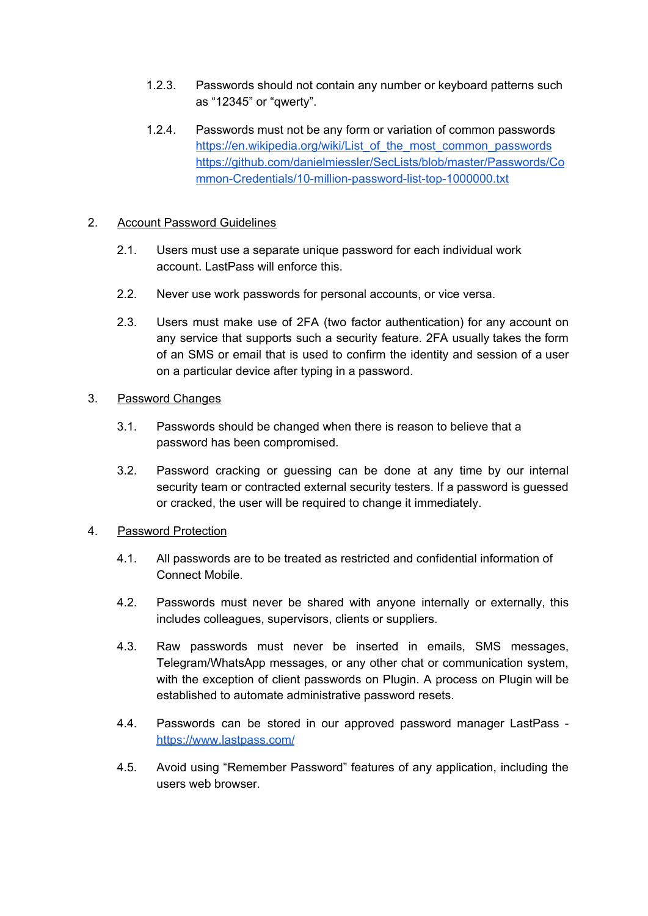1.2.3. Passwords should not contain any number or keyboard patterns such as "12345" or "qwerty".

1.2.4. Passwords must not be any form or variation of common passwords [https://en.wikipedia.org/wiki/List_of_the_most_common_passwords](https://en.wikipedia.org/wiki/List_of_the_most_common_passwords) [https://github.com/danielmiessler/SecLists/blob/master/Passwords/Common-Credentials/10-million-password-list-top-1000000.txt](https://github.com/danielmiessler/SecLists/blob/master/Passwords/Common-Credentials/10-million-password-list-top-1000000.txt)

## 2. Account Password Guidelines

2.1. Users must use a separate unique password for each individual work account. LastPass will enforce this.

2.2. Never use work passwords for personal accounts, or vice versa.

2.3. Users must make use of 2FA (two factor authentication) for any account on any service that supports such a security feature. 2FA usually takes the form of an SMS or email that is used to confirm the identity and session of a user on a particular device after typing in a password.

## 3. Password Changes

3.1. Passwords should be changed when there is reason to believe that a password has been compromised.

3.2. Password cracking or guessing can be done at any time by our internal security team or contracted external security testers. If a password is guessed or cracked, the user will be required to change it immediately.

## 4. Password Protection

4.1. All passwords are to be treated as restricted and confidential information of Connect Mobile.

4.2. Passwords must never be shared with anyone internally or externally, this includes colleagues, supervisors, clients or suppliers.

4.3. Raw passwords must never be inserted in emails, SMS messages, Telegram/WhatsApp messages, or any other chat or communication system, with the exception of client passwords on Plugin. A process on Plugin will be established to automate administrative password resets.

4.4. Passwords can be stored in our approved password manager LastPass - [https://www.lastpass.com/](https://www.lastpass.com/)

4.5. Avoid using "Remember Password" features of any application, including the users web browser.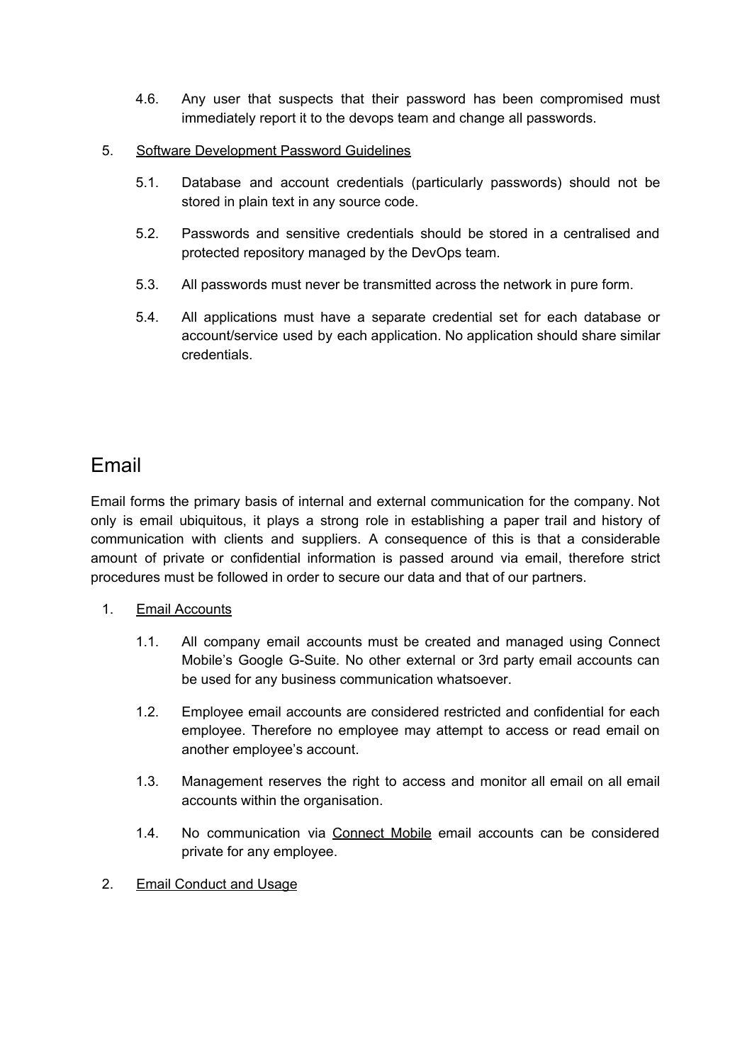4.6. Any user that suspects that their password has been compromised must immediately report it to the devops team and change all passwords.

5. Software Development Password Guidelines

   5.1. Database and account credentials (particularly passwords) should not be stored in plain text in any source code.

   5.2. Passwords and sensitive credentials should be stored in a centralised and protected repository managed by the DevOps team.

   5.3. All passwords must never be transmitted across the network in pure form.

   5.4. All applications must have a separate credential set for each database or account/service used by each application. No application should share similar credentials.

# Email

Email forms the primary basis of internal and external communication for the company. Not only is email ubiquitous, it plays a strong role in establishing a paper trail and history of communication with clients and suppliers. A consequence of this is that a considerable amount of private or confidential information is passed around via email, therefore strict procedures must be followed in order to secure our data and that of our partners.

1. Email Accounts

   1.1. All company email accounts must be created and managed using Connect Mobile's Google G-Suite. No other external or 3rd party email accounts can be used for any business communication whatsoever.

   1.2. Employee email accounts are considered restricted and confidential for each employee. Therefore no employee may attempt to access or read email on another employee's account.

   1.3. Management reserves the right to access and monitor all email on all email accounts within the organisation.

   1.4. No communication via Connect Mobile email accounts can be considered private for any employee.

2. Email Conduct and Usage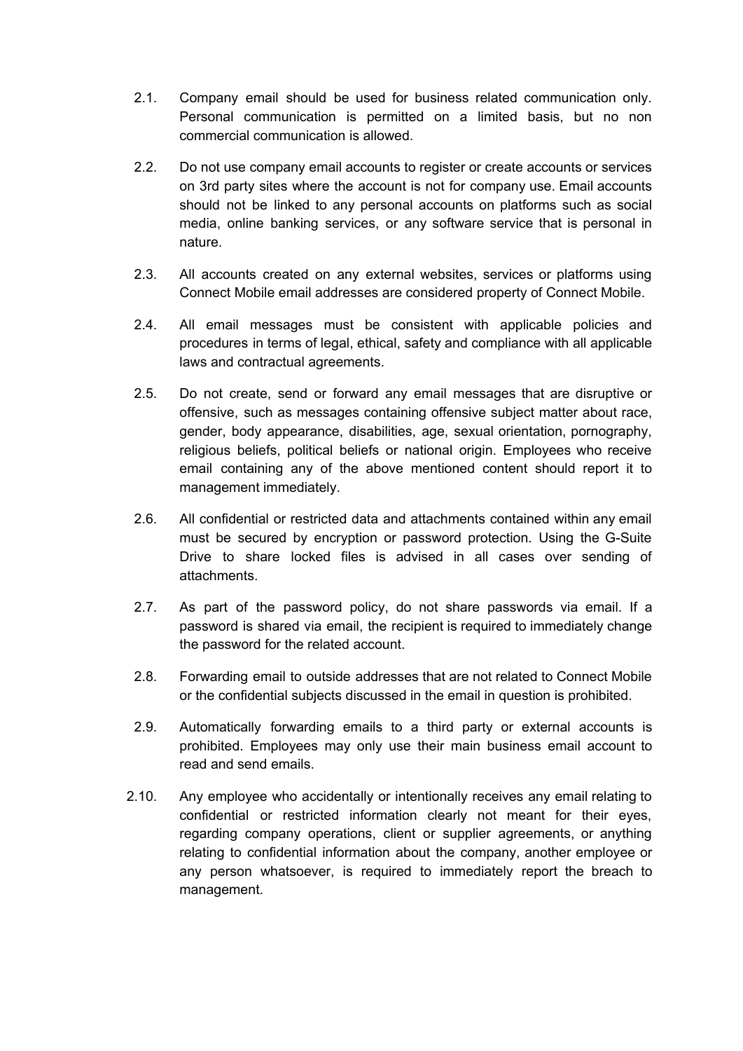2.1. Company email should be used for business related communication only. Personal communication is permitted on a limited basis, but no non commercial communication is allowed.

2.2. Do not use company email accounts to register or create accounts or services on 3rd party sites where the account is not for company use. Email accounts should not be linked to any personal accounts on platforms such as social media, online banking services, or any software service that is personal in nature.

2.3. All accounts created on any external websites, services or platforms using Connect Mobile email addresses are considered property of Connect Mobile.

2.4. All email messages must be consistent with applicable policies and procedures in terms of legal, ethical, safety and compliance with all applicable laws and contractual agreements.

2.5. Do not create, send or forward any email messages that are disruptive or offensive, such as messages containing offensive subject matter about race, gender, body appearance, disabilities, age, sexual orientation, pornography, religious beliefs, political beliefs or national origin. Employees who receive email containing any of the above mentioned content should report it to management immediately.

2.6. All confidential or restricted data and attachments contained within any email must be secured by encryption or password protection. Using the G-Suite Drive to share locked files is advised in all cases over sending of attachments.

2.7. As part of the password policy, do not share passwords via email. If a password is shared via email, the recipient is required to immediately change the password for the related account.

2.8. Forwarding email to outside addresses that are not related to Connect Mobile or the confidential subjects discussed in the email in question is prohibited.

2.9. Automatically forwarding emails to a third party or external accounts is prohibited. Employees may only use their main business email account to read and send emails.

2.10. Any employee who accidentally or intentionally receives any email relating to confidential or restricted information clearly not meant for their eyes, regarding company operations, client or supplier agreements, or anything relating to confidential information about the company, another employee or any person whatsoever, is required to immediately report the breach to management.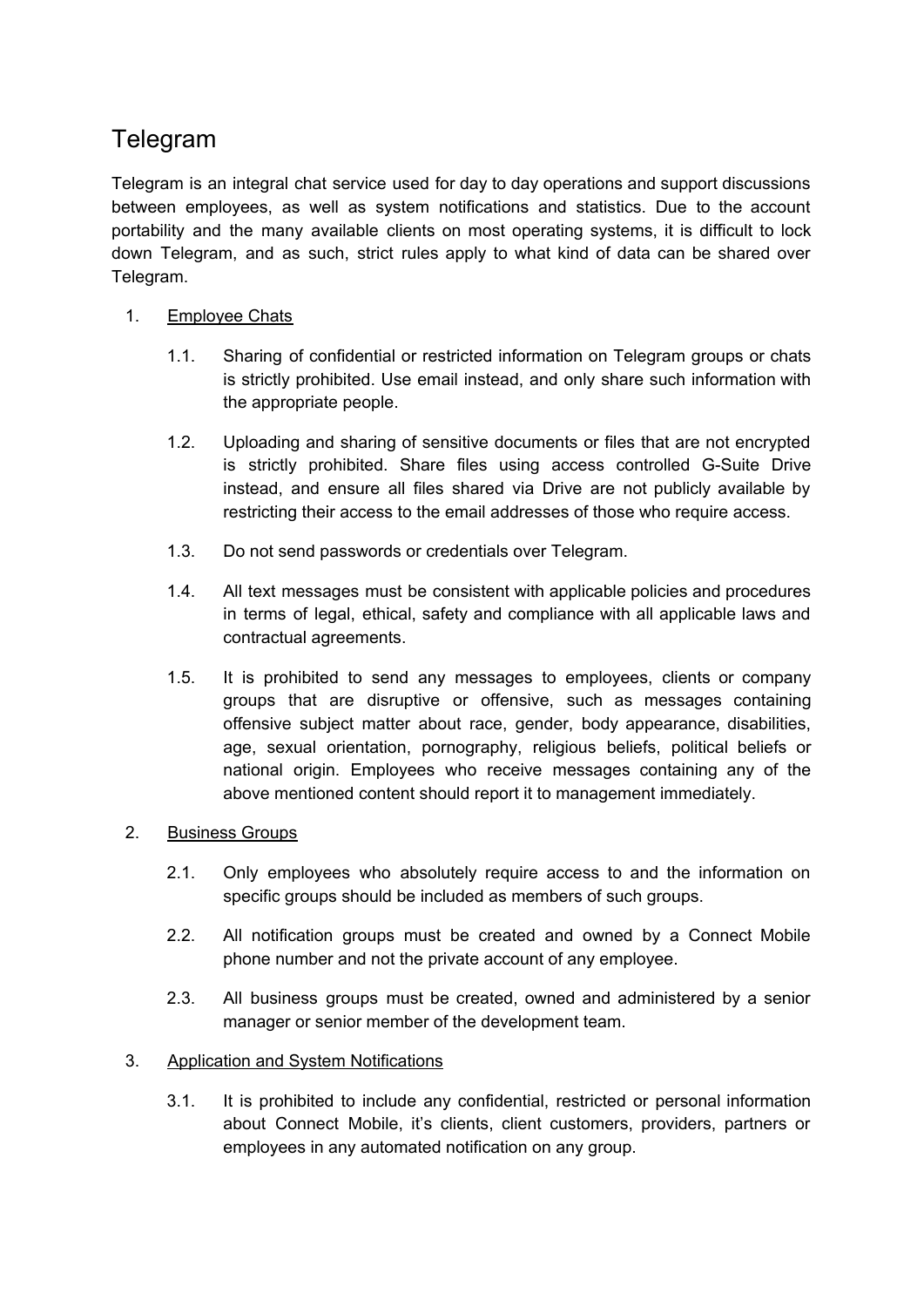# Telegram

Telegram is an integral chat service used for day to day operations and support discussions between employees, as well as system notifications and statistics. Due to the account portability and the many available clients on most operating systems, it is difficult to lock down Telegram, and as such, strict rules apply to what kind of data can be shared over Telegram.

1. Employee Chats

   1.1. Sharing of confidential or restricted information on Telegram groups or chats is strictly prohibited. Use email instead, and only share such information with the appropriate people.

   1.2. Uploading and sharing of sensitive documents or files that are not encrypted is strictly prohibited. Share files using access controlled G-Suite Drive instead, and ensure all files shared via Drive are not publicly available by restricting their access to the email addresses of those who require access.

   1.3. Do not send passwords or credentials over Telegram.

   1.4. All text messages must be consistent with applicable policies and procedures in terms of legal, ethical, safety and compliance with all applicable laws and contractual agreements.

   1.5. It is prohibited to send any messages to employees, clients or company groups that are disruptive or offensive, such as messages containing offensive subject matter about race, gender, body appearance, disabilities, age, sexual orientation, pornography, religious beliefs, political beliefs or national origin. Employees who receive messages containing any of the above mentioned content should report it to management immediately.

2. Business Groups

   2.1. Only employees who absolutely require access to and the information on specific groups should be included as members of such groups.

   2.2. All notification groups must be created and owned by a Connect Mobile phone number and not the private account of any employee.

   2.3. All business groups must be created, owned and administered by a senior manager or senior member of the development team.

3. Application and System Notifications

   3.1. It is prohibited to include any confidential, restricted or personal information about Connect Mobile, it's clients, client customers, providers, partners or employees in any automated notification on any group.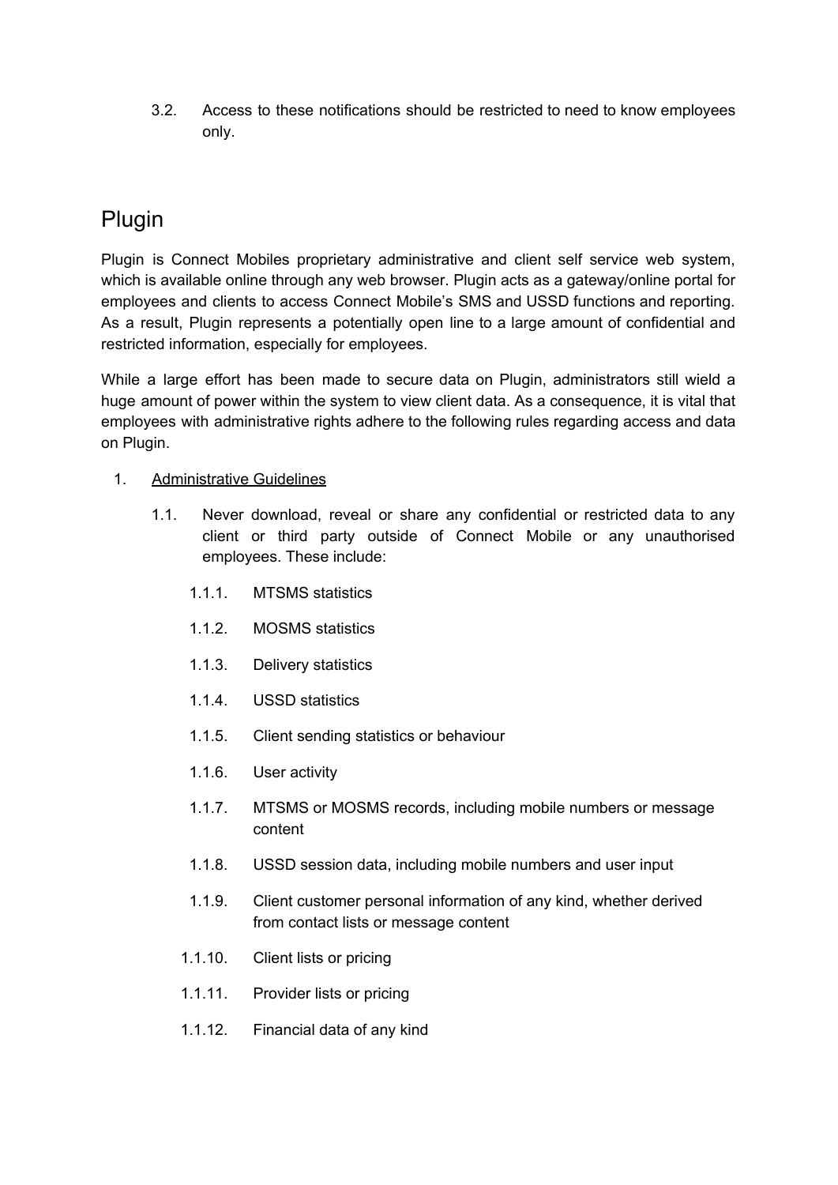3.2. Access to these notifications should be restricted to need to know employees only.

## Plugin

Plugin is Connect Mobiles proprietary administrative and client self service web system, which is available online through any web browser. Plugin acts as a gateway/online portal for employees and clients to access Connect Mobile's SMS and USSD functions and reporting. As a result, Plugin represents a potentially open line to a large amount of confidential and restricted information, especially for employees.

While a large effort has been made to secure data on Plugin, administrators still wield a huge amount of power within the system to view client data. As a consequence, it is vital that employees with administrative rights adhere to the following rules regarding access and data on Plugin.

1. Administrative Guidelines

    1.1. Never download, reveal or share any confidential or restricted data to any client or third party outside of Connect Mobile or any unauthorised employees. These include:

        1.1.1. MTSMS statistics

        1.1.2. MOSMS statistics

        1.1.3. Delivery statistics

        1.1.4. USSD statistics

        1.1.5. Client sending statistics or behaviour

        1.1.6. User activity

        1.1.7. MTSMS or MOSMS records, including mobile numbers or message content

        1.1.8. USSD session data, including mobile numbers and user input

        1.1.9. Client customer personal information of any kind, whether derived from contact lists or message content

        1.1.10. Client lists or pricing

        1.1.11. Provider lists or pricing

        1.1.12. Financial data of any kind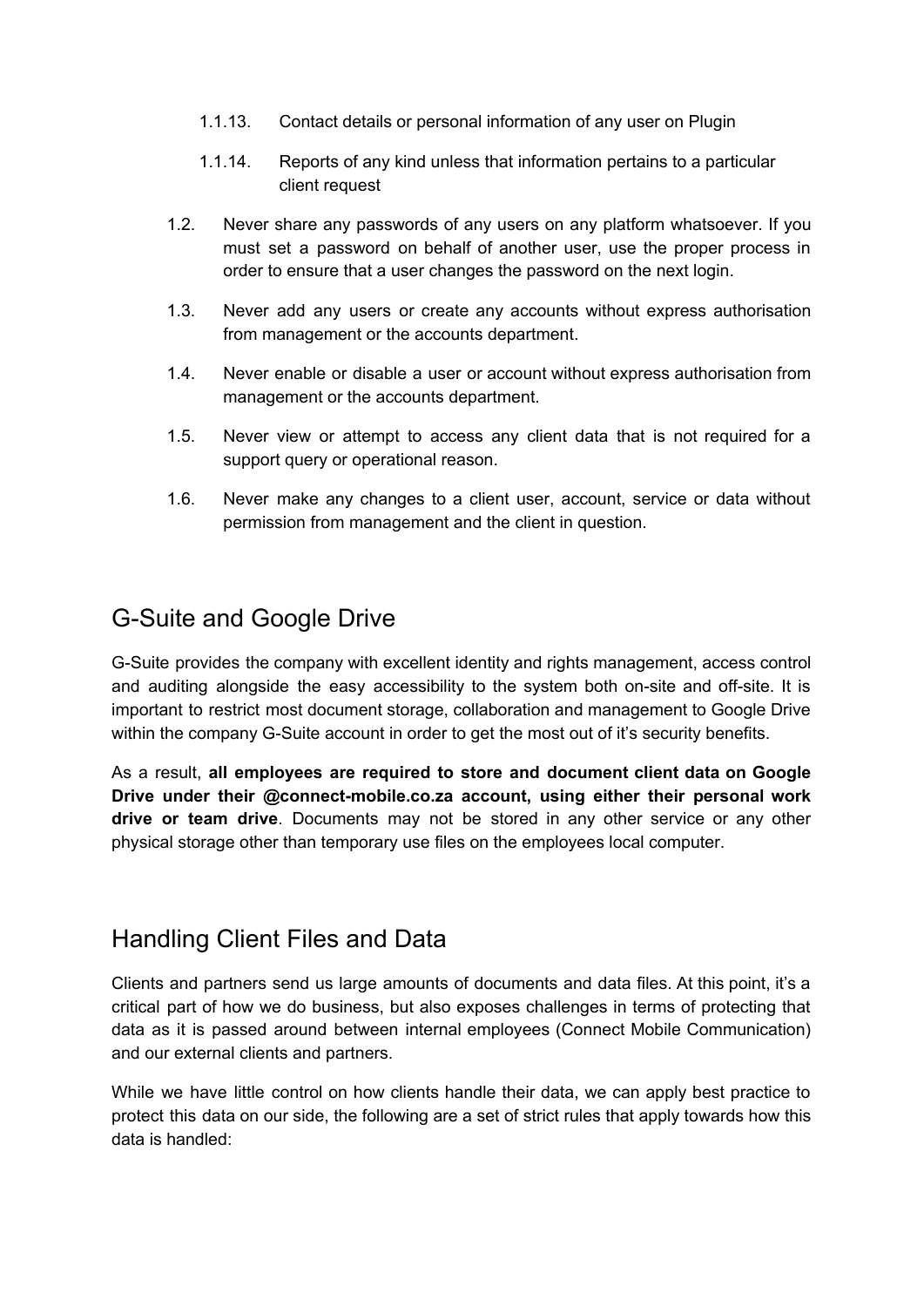1.1.13. Contact details or personal information of any user on Plugin

1.1.14. Reports of any kind unless that information pertains to a particular client request

1.2. Never share any passwords of any users on any platform whatsoever. If you must set a password on behalf of another user, use the proper process in order to ensure that a user changes the password on the next login.

1.3. Never add any users or create any accounts without express authorisation from management or the accounts department.

1.4. Never enable or disable a user or account without express authorisation from management or the accounts department.

1.5. Never view or attempt to access any client data that is not required for a support query or operational reason.

1.6. Never make any changes to a client user, account, service or data without permission from management and the client in question.

## G-Suite and Google Drive

G-Suite provides the company with excellent identity and rights management, access control and auditing alongside the easy accessibility to the system both on-site and off-site. It is important to restrict most document storage, collaboration and management to Google Drive within the company G-Suite account in order to get the most out of it's security benefits.

As a result, **all employees are required to store and document client data on Google Drive under their @connect-mobile.co.za account, using either their personal work drive or team drive**. Documents may not be stored in any other service or any other physical storage other than temporary use files on the employees local computer.

## Handling Client Files and Data

Clients and partners send us large amounts of documents and data files. At this point, it's a critical part of how we do business, but also exposes challenges in terms of protecting that data as it is passed around between internal employees (Connect Mobile Communication) and our external clients and partners.

While we have little control on how clients handle their data, we can apply best practice to protect this data on our side, the following are a set of strict rules that apply towards how this data is handled: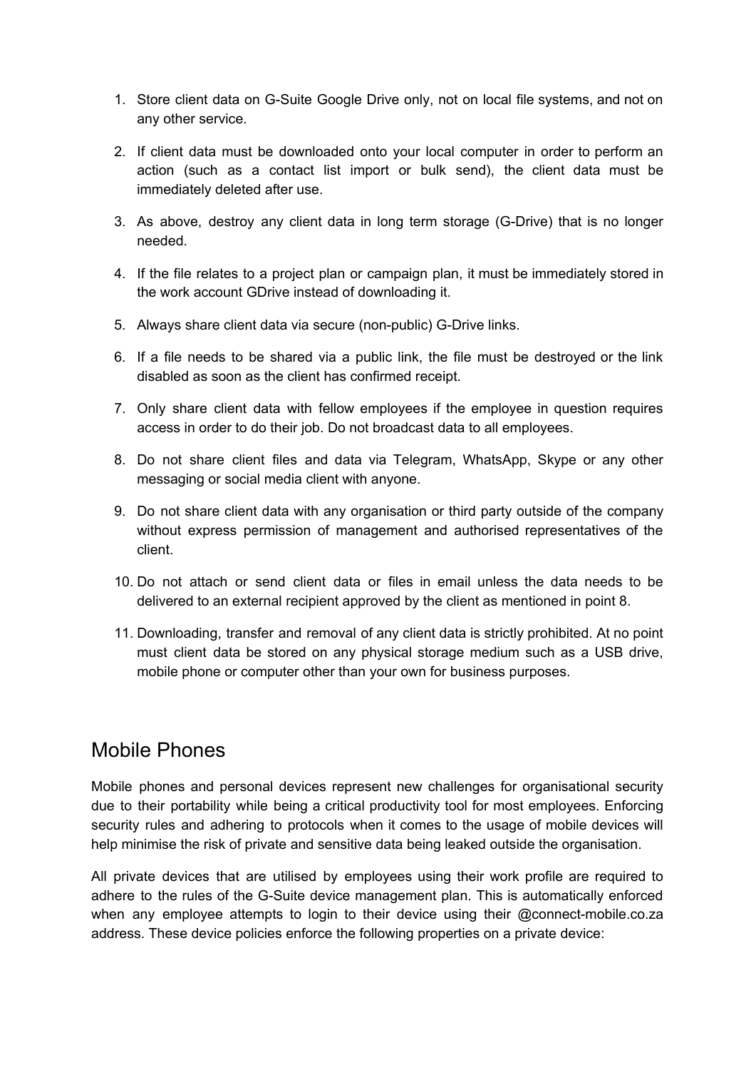1. Store client data on G-Suite Google Drive only, not on local file systems, and not on any other service.

2. If client data must be downloaded onto your local computer in order to perform an action (such as a contact list import or bulk send), the client data must be immediately deleted after use.

3. As above, destroy any client data in long term storage (G-Drive) that is no longer needed.

4. If the file relates to a project plan or campaign plan, it must be immediately stored in the work account GDrive instead of downloading it.

5. Always share client data via secure (non-public) G-Drive links.

6. If a file needs to be shared via a public link, the file must be destroyed or the link disabled as soon as the client has confirmed receipt.

7. Only share client data with fellow employees if the employee in question requires access in order to do their job. Do not broadcast data to all employees.

8. Do not share client files and data via Telegram, WhatsApp, Skype or any other messaging or social media client with anyone.

9. Do not share client data with any organisation or third party outside of the company without express permission of management and authorised representatives of the client.

10. Do not attach or send client data or files in email unless the data needs to be delivered to an external recipient approved by the client as mentioned in point 8.

11. Downloading, transfer and removal of any client data is strictly prohibited. At no point must client data be stored on any physical storage medium such as a USB drive, mobile phone or computer other than your own for business purposes.

## Mobile Phones

Mobile phones and personal devices represent new challenges for organisational security due to their portability while being a critical productivity tool for most employees. Enforcing security rules and adhering to protocols when it comes to the usage of mobile devices will help minimise the risk of private and sensitive data being leaked outside the organisation.

All private devices that are utilised by employees using their work profile are required to adhere to the rules of the G-Suite device management plan. This is automatically enforced when any employee attempts to login to their device using their @connect-mobile.co.za address. These device policies enforce the following properties on a private device: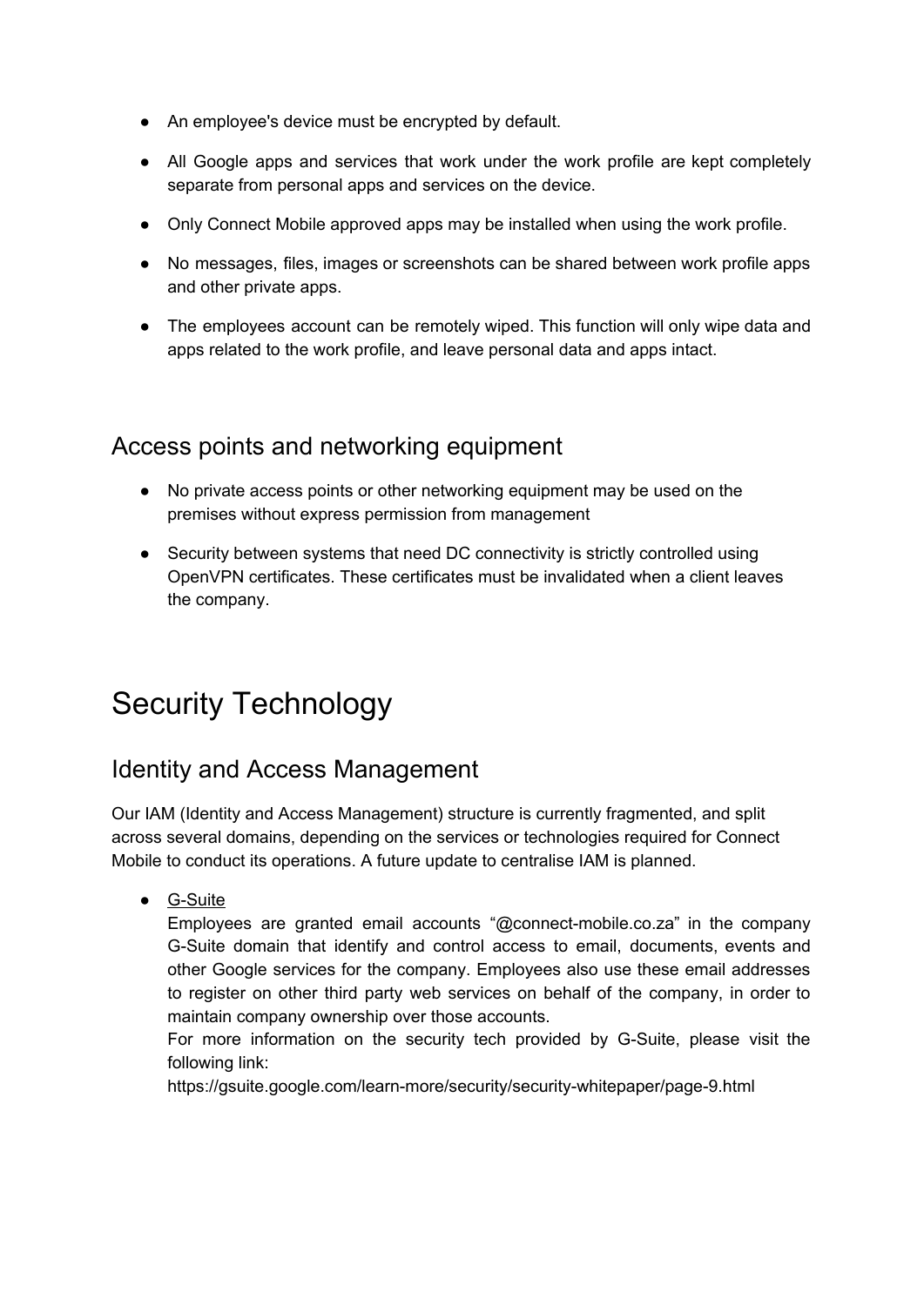- An employee's device must be encrypted by default.
- All Google apps and services that work under the work profile are kept completely separate from personal apps and services on the device.
- Only Connect Mobile approved apps may be installed when using the work profile.
- No messages, files, images or screenshots can be shared between work profile apps and other private apps.
- The employees account can be remotely wiped. This function will only wipe data and apps related to the work profile, and leave personal data and apps intact.

## Access points and networking equipment

- No private access points or other networking equipment may be used on the premises without express permission from management
- Security between systems that need DC connectivity is strictly controlled using OpenVPN certificates. These certificates must be invalidated when a client leaves the company.

# Security Technology

## Identity and Access Management

Our IAM (Identity and Access Management) structure is currently fragmented, and split across several domains, depending on the services or technologies required for Connect Mobile to conduct its operations. A future update to centralise IAM is planned.

- G-Suite
  Employees are granted email accounts "@connect-mobile.co.za" in the company G-Suite domain that identify and control access to email, documents, events and other Google services for the company. Employees also use these email addresses to register on other third party web services on behalf of the company, in order to maintain company ownership over those accounts.
  For more information on the security tech provided by G-Suite, please visit the following link:
  https://gsuite.google.com/learn-more/security/security-whitepaper/page-9.html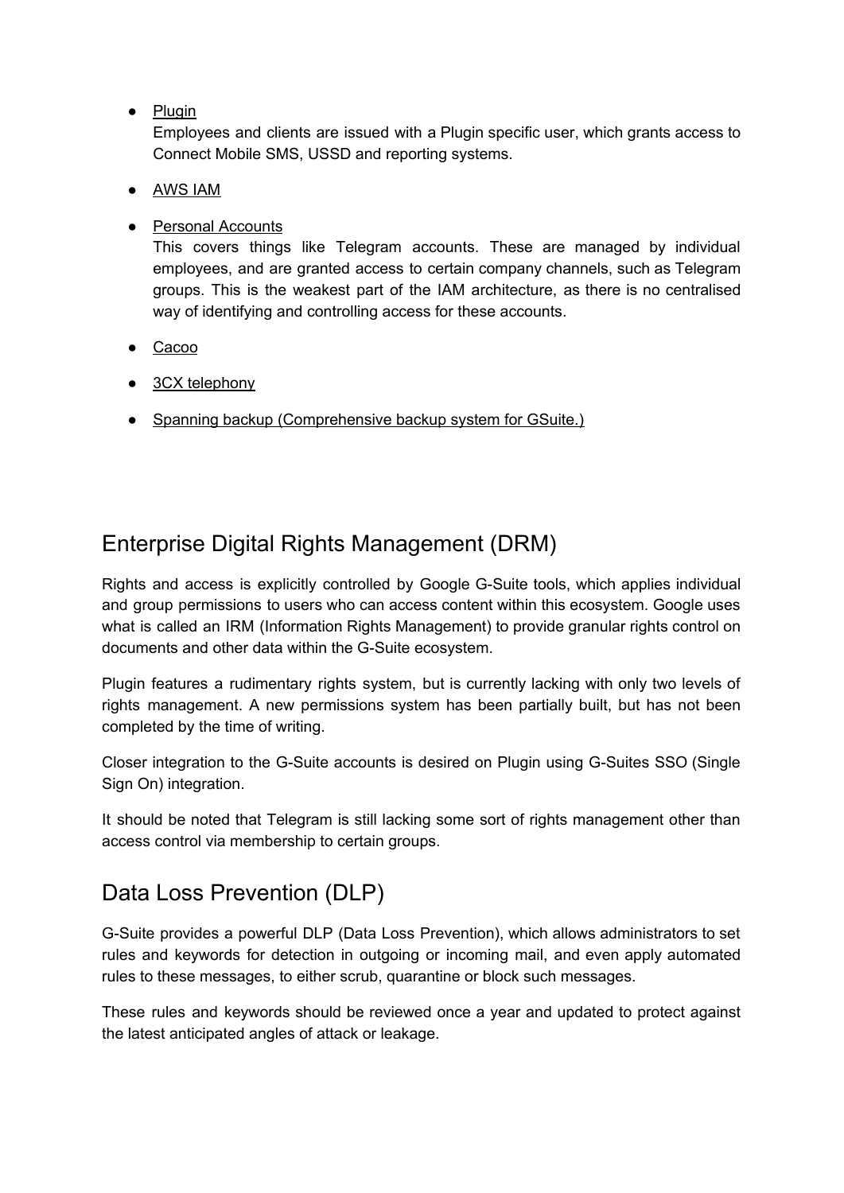- Plugin
  Employees and clients are issued with a Plugin specific user, which grants access to Connect Mobile SMS, USSD and reporting systems.

- AWS IAM

- Personal Accounts
  This covers things like Telegram accounts. These are managed by individual employees, and are granted access to certain company channels, such as Telegram groups. This is the weakest part of the IAM architecture, as there is no centralised way of identifying and controlling access for these accounts.

- Cacoo

- 3CX telephony

- Spanning backup (Comprehensive backup system for GSuite.)

## Enterprise Digital Rights Management (DRM)

Rights and access is explicitly controlled by Google G-Suite tools, which applies individual and group permissions to users who can access content within this ecosystem. Google uses what is called an IRM (Information Rights Management) to provide granular rights control on documents and other data within the G-Suite ecosystem.

Plugin features a rudimentary rights system, but is currently lacking with only two levels of rights management. A new permissions system has been partially built, but has not been completed by the time of writing.

Closer integration to the G-Suite accounts is desired on Plugin using G-Suites SSO (Single Sign On) integration.

It should be noted that Telegram is still lacking some sort of rights management other than access control via membership to certain groups.

## Data Loss Prevention (DLP)

G-Suite provides a powerful DLP (Data Loss Prevention), which allows administrators to set rules and keywords for detection in outgoing or incoming mail, and even apply automated rules to these messages, to either scrub, quarantine or block such messages.

These rules and keywords should be reviewed once a year and updated to protect against the latest anticipated angles of attack or leakage.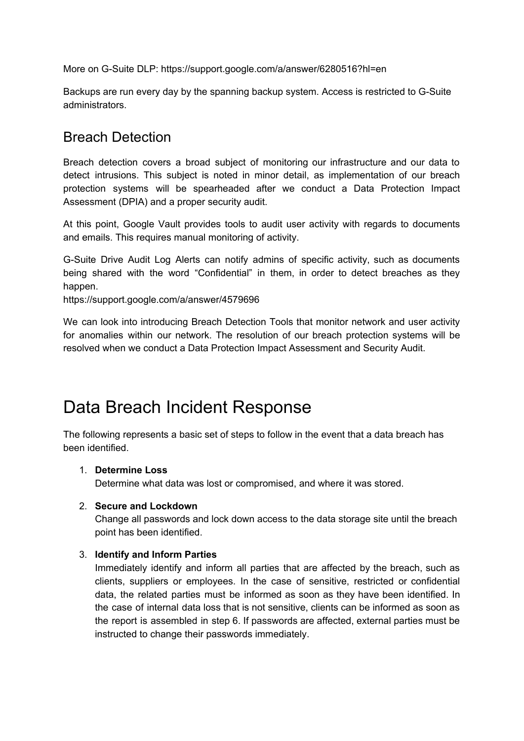More on G-Suite DLP: https://support.google.com/a/answer/6280516?hl=en

Backups are run every day by the spanning backup system. Access is restricted to G-Suite administrators.

## Breach Detection

Breach detection covers a broad subject of monitoring our infrastructure and our data to detect intrusions. This subject is noted in minor detail, as implementation of our breach protection systems will be spearheaded after we conduct a Data Protection Impact Assessment (DPIA) and a proper security audit.

At this point, Google Vault provides tools to audit user activity with regards to documents and emails. This requires manual monitoring of activity.

G-Suite Drive Audit Log Alerts can notify admins of specific activity, such as documents being shared with the word "Confidential" in them, in order to detect breaches as they happen.
https://support.google.com/a/answer/4579696

We can look into introducing Breach Detection Tools that monitor network and user activity for anomalies within our network. The resolution of our breach protection systems will be resolved when we conduct a Data Protection Impact Assessment and Security Audit.

# Data Breach Incident Response

The following represents a basic set of steps to follow in the event that a data breach has been identified.

1. **Determine Loss**
   Determine what data was lost or compromised, and where it was stored.

2. **Secure and Lockdown**
   Change all passwords and lock down access to the data storage site until the breach point has been identified.

3. **Identify and Inform Parties**
   Immediately identify and inform all parties that are affected by the breach, such as clients, suppliers or employees. In the case of sensitive, restricted or confidential data, the related parties must be informed as soon as they have been identified. In the case of internal data loss that is not sensitive, clients can be informed as soon as the report is assembled in step 6. If passwords are affected, external parties must be instructed to change their passwords immediately.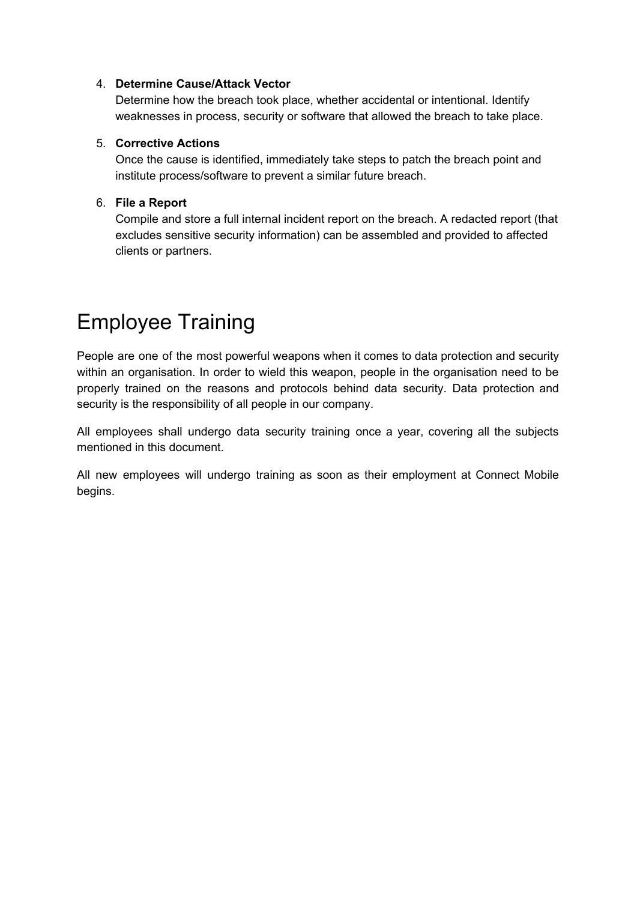4. **Determine Cause/Attack Vector**
   Determine how the breach took place, whether accidental or intentional. Identify weaknesses in process, security or software that allowed the breach to take place.

5. **Corrective Actions**
   Once the cause is identified, immediately take steps to patch the breach point and institute process/software to prevent a similar future breach.

6. **File a Report**
   Compile and store a full internal incident report on the breach. A redacted report (that excludes sensitive security information) can be assembled and provided to affected clients or partners.

# Employee Training

People are one of the most powerful weapons when it comes to data protection and security within an organisation. In order to wield this weapon, people in the organisation need to be properly trained on the reasons and protocols behind data security. Data protection and security is the responsibility of all people in our company.

All employees shall undergo data security training once a year, covering all the subjects mentioned in this document.

All new employees will undergo training as soon as their employment at Connect Mobile begins.